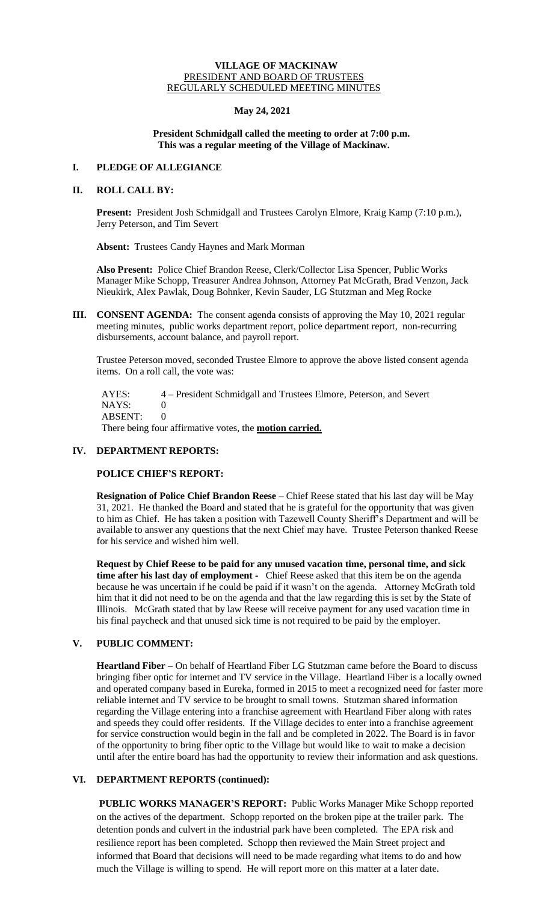**VILLAGE OF MACKINAW**
PRESIDENT AND BOARD OF TRUSTEES
REGULARLY SCHEDULED MEETING MINUTES

**May 24, 2021**

**President Schmidgall called the meeting to order at 7:00 p.m.**
**This was a regular meeting of the Village of Mackinaw.**

## I. PLEDGE OF ALLEGIANCE

## II. ROLL CALL BY:

**Present:** President Josh Schmidgall and Trustees Carolyn Elmore, Kraig Kamp (7:10 p.m.), Jerry Peterson, and Tim Severt

**Absent:** Trustees Candy Haynes and Mark Morman

**Also Present:** Police Chief Brandon Reese, Clerk/Collector Lisa Spencer, Public Works Manager Mike Schopp, Treasurer Andrea Johnson, Attorney Pat McGrath, Brad Venzon, Jack Nieukirk, Alex Pawlak, Doug Bohnker, Kevin Sauder, LG Stutzman and Meg Rocke

## III. CONSENT AGENDA:

The consent agenda consists of approving the May 10, 2021 regular meeting minutes, public works department report, police department report, non-recurring disbursements, account balance, and payroll report.

Trustee Peterson moved, seconded Trustee Elmore to approve the above listed consent agenda items. On a roll call, the vote was:

AYES: 4 – President Schmidgall and Trustees Elmore, Peterson, and Severt
NAYS: 0
ABSENT: 0
There being four affirmative votes, the **motion carried.**

## IV. DEPARTMENT REPORTS:

### POLICE CHIEF'S REPORT:

**Resignation of Police Chief Brandon Reese –** Chief Reese stated that his last day will be May 31, 2021. He thanked the Board and stated that he is grateful for the opportunity that was given to him as Chief. He has taken a position with Tazewell County Sheriff's Department and will be available to answer any questions that the next Chief may have. Trustee Peterson thanked Reese for his service and wished him well.

**Request by Chief Reese to be paid for any unused vacation time, personal time, and sick time after his last day of employment -** Chief Reese asked that this item be on the agenda because he was uncertain if he could be paid if it wasn't on the agenda. Attorney McGrath told him that it did not need to be on the agenda and that the law regarding this is set by the State of Illinois. McGrath stated that by law Reese will receive payment for any used vacation time in his final paycheck and that unused sick time is not required to be paid by the employer.

## V. PUBLIC COMMENT:

**Heartland Fiber –** On behalf of Heartland Fiber LG Stutzman came before the Board to discuss bringing fiber optic for internet and TV service in the Village. Heartland Fiber is a locally owned and operated company based in Eureka, formed in 2015 to meet a recognized need for faster more reliable internet and TV service to be brought to small towns. Stutzman shared information regarding the Village entering into a franchise agreement with Heartland Fiber along with rates and speeds they could offer residents. If the Village decides to enter into a franchise agreement for service construction would begin in the fall and be completed in 2022. The Board is in favor of the opportunity to bring fiber optic to the Village but would like to wait to make a decision until after the entire board has had the opportunity to review their information and ask questions.

## VI. DEPARTMENT REPORTS (continued):

**PUBLIC WORKS MANAGER'S REPORT:** Public Works Manager Mike Schopp reported on the actives of the department. Schopp reported on the broken pipe at the trailer park. The detention ponds and culvert in the industrial park have been completed. The EPA risk and resilience report has been completed. Schopp then reviewed the Main Street project and informed that Board that decisions will need to be made regarding what items to do and how much the Village is willing to spend. He will report more on this matter at a later date.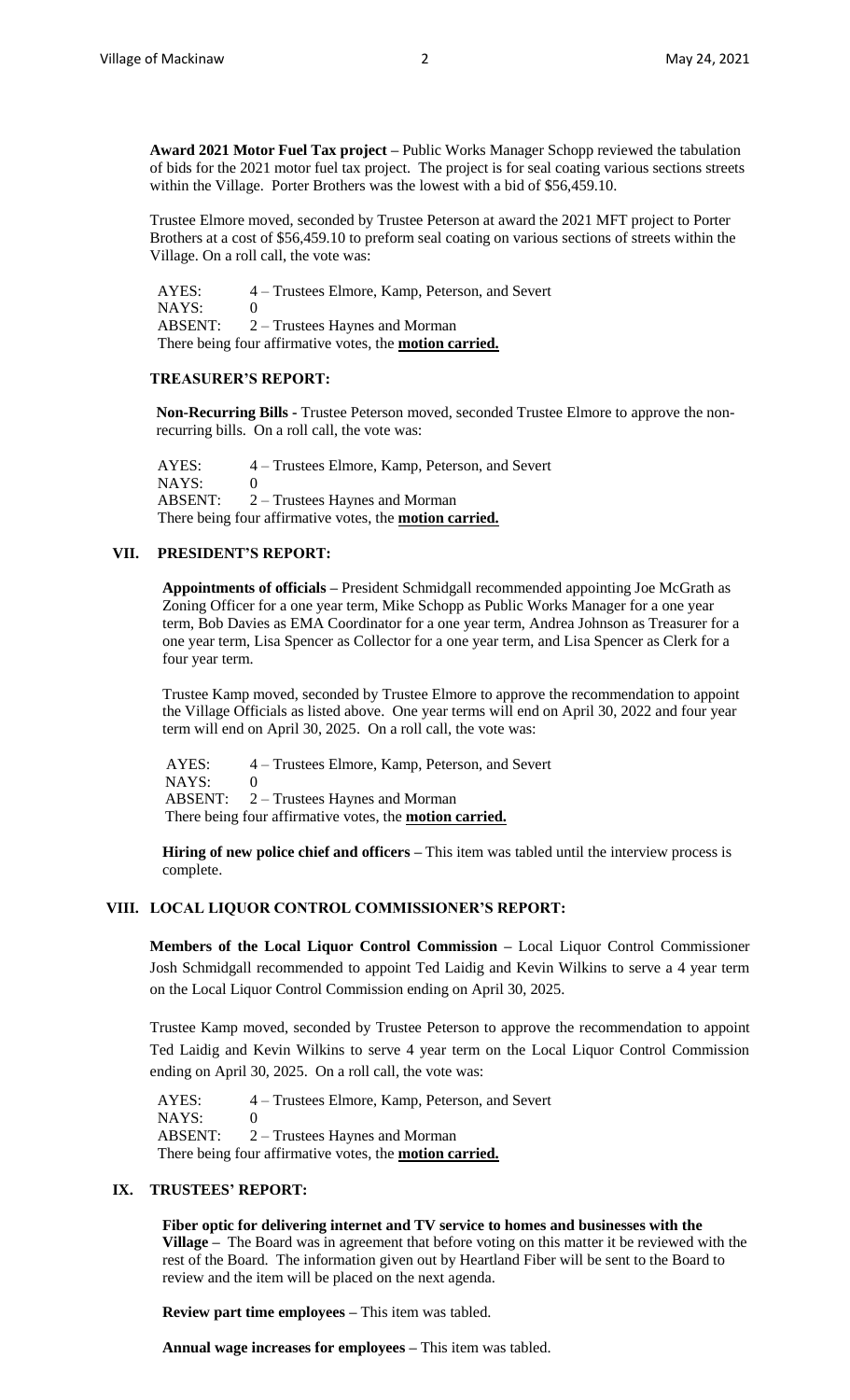**Award 2021 Motor Fuel Tax project –** Public Works Manager Schopp reviewed the tabulation of bids for the 2021 motor fuel tax project. The project is for seal coating various sections streets within the Village. Porter Brothers was the lowest with a bid of $56,459.10.

Trustee Elmore moved, seconded by Trustee Peterson at award the 2021 MFT project to Porter Brothers at a cost of $56,459.10 to preform seal coating on various sections of streets within the Village. On a roll call, the vote was:

AYES: 4 – Trustees Elmore, Kamp, Peterson, and Severt
NAYS: 0
ABSENT: 2 – Trustees Haynes and Morman
There being four affirmative votes, the **motion carried.**

**TREASURER'S REPORT:**

**Non-Recurring Bills -** Trustee Peterson moved, seconded Trustee Elmore to approve the non-recurring bills. On a roll call, the vote was:

AYES: 4 – Trustees Elmore, Kamp, Peterson, and Severt
NAYS: 0
ABSENT: 2 – Trustees Haynes and Morman
There being four affirmative votes, the **motion carried.**

## VII. PRESIDENT'S REPORT:

**Appointments of officials –** President Schmidgall recommended appointing Joe McGrath as Zoning Officer for a one year term, Mike Schopp as Public Works Manager for a one year term, Bob Davies as EMA Coordinator for a one year term, Andrea Johnson as Treasurer for a one year term, Lisa Spencer as Collector for a one year term, and Lisa Spencer as Clerk for a four year term.

Trustee Kamp moved, seconded by Trustee Elmore to approve the recommendation to appoint the Village Officials as listed above. One year terms will end on April 30, 2022 and four year term will end on April 30, 2025. On a roll call, the vote was:

AYES: 4 – Trustees Elmore, Kamp, Peterson, and Severt
NAYS: 0
ABSENT: 2 – Trustees Haynes and Morman
There being four affirmative votes, the **motion carried.**

**Hiring of new police chief and officers –** This item was tabled until the interview process is complete.

## VIII. LOCAL LIQUOR CONTROL COMMISSIONER'S REPORT:

**Members of the Local Liquor Control Commission –** Local Liquor Control Commissioner Josh Schmidgall recommended to appoint Ted Laidig and Kevin Wilkins to serve a 4 year term on the Local Liquor Control Commission ending on April 30, 2025.

Trustee Kamp moved, seconded by Trustee Peterson to approve the recommendation to appoint Ted Laidig and Kevin Wilkins to serve 4 year term on the Local Liquor Control Commission ending on April 30, 2025. On a roll call, the vote was:

AYES: 4 – Trustees Elmore, Kamp, Peterson, and Severt
NAYS: 0
ABSENT: 2 – Trustees Haynes and Morman
There being four affirmative votes, the **motion carried.**

## IX. TRUSTEES' REPORT:

**Fiber optic for delivering internet and TV service to homes and businesses with the Village –** The Board was in agreement that before voting on this matter it be reviewed with the rest of the Board. The information given out by Heartland Fiber will be sent to the Board to review and the item will be placed on the next agenda.

**Review part time employees –** This item was tabled.

**Annual wage increases for employees –** This item was tabled.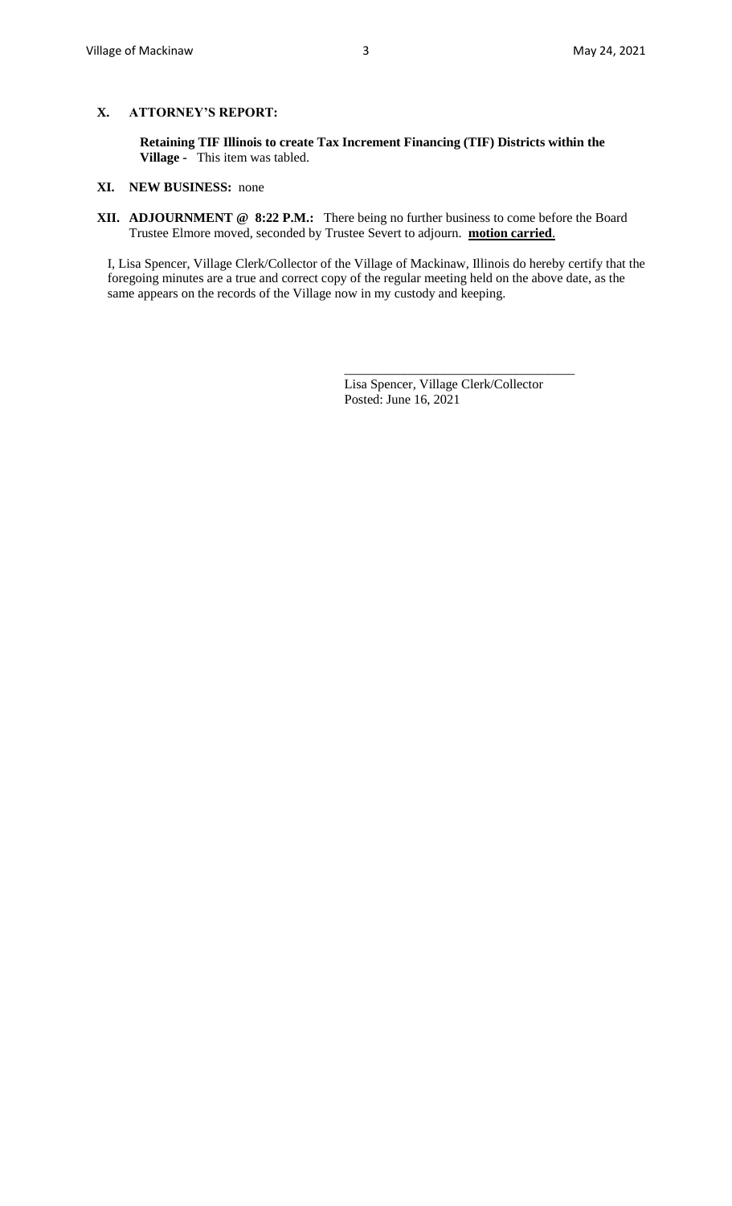**X. ATTORNEY'S REPORT:**

**Retaining TIF Illinois to create Tax Increment Financing (TIF) Districts within the Village -** This item was tabled.

**XI. NEW BUSINESS:** none

**XII. ADJOURNMENT @ 8:22 P.M.:** There being no further business to come before the Board Trustee Elmore moved, seconded by Trustee Severt to adjourn. **motion carried**.

I, Lisa Spencer, Village Clerk/Collector of the Village of Mackinaw, Illinois do hereby certify that the foregoing minutes are a true and correct copy of the regular meeting held on the above date, as the same appears on the records of the Village now in my custody and keeping.

\_\_\_\_\_\_\_\_\_\_\_\_\_\_\_\_\_\_\_\_\_\_\_\_\_\_\_\_\_\_\_\_\_\_\_\_

Lisa Spencer, Village Clerk/Collector
Posted: June 16, 2021